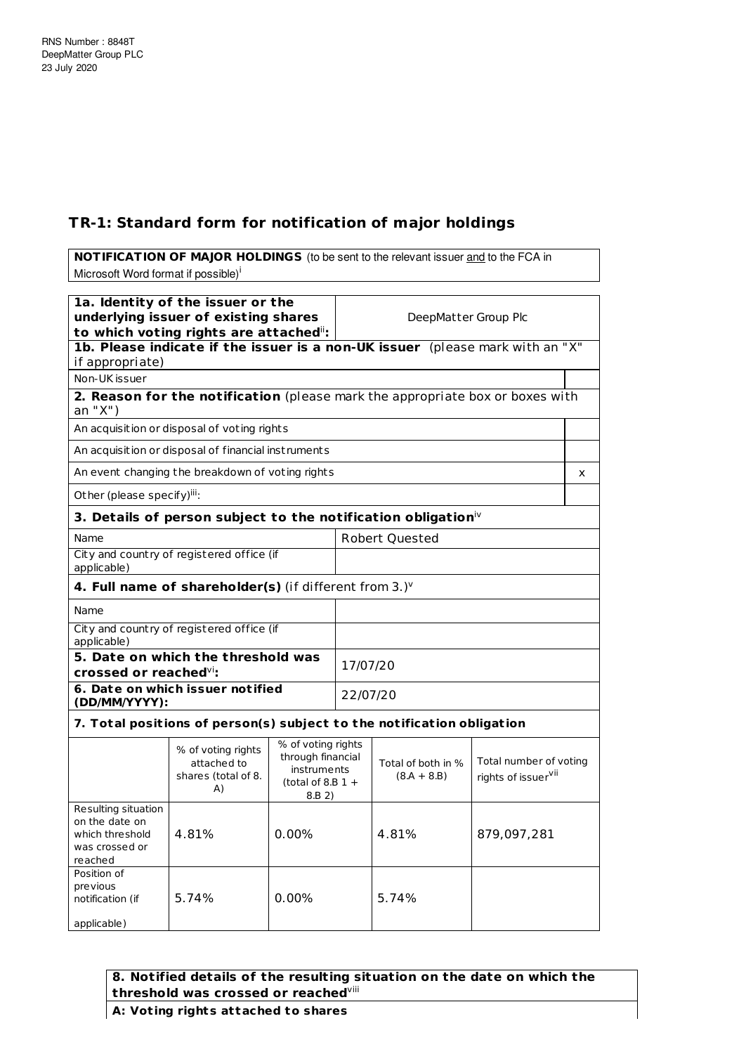RNS Number : 8848T
DeepMatter Group PLC
23 July 2020

## TR-1: Standard form for notification of major holdings

**NOTIFICATION OF MAJOR HOLDINGS** (to be sent to the relevant issuer and to the FCA in Microsoft Word format if possible)[i]

| **1a. Identity of the issuer or the underlying issuer of existing shares to which voting rights are attached[ii]:** | DeepMatter Group Plc |
|---|---|

**1b. Please indicate if the issuer is a non-UK issuer** (please mark with an "X" if appropriate)

| Non-UK issuer | |
|---|---|

**2. Reason for the notification** (please mark the appropriate box or boxes with an "X")

| | |
|---|---|
| An acquisition or disposal of voting rights | |
| An acquisition or disposal of financial instruments | |
| An event changing the breakdown of voting rights | x |
| Other (please specify)[iii]: | |

**3. Details of person subject to the notification obligation[iv]**

| | |
|---|---|
| Name | Robert Quested |
| City and country of registered office (if applicable) | |

**4. Full name of shareholder(s)** (if different from 3.)[v]

| | |
|---|---|
| Name | |
| City and country of registered office (if applicable) | |
| **5. Date on which the threshold was crossed or reached[vi]:** | 17/07/20 |
| **6. Date on which issuer notified (DD/MM/YYYY):** | 22/07/20 |

**7. Total positions of person(s) subject to the notification obligation**

| | % of voting rights attached to shares (total of 8. A) | % of voting rights through financial instruments (total of 8.B 1 + 8.B 2) | Total of both in % (8.A + 8.B) | Total number of voting rights of issuer[vii] |
|---|---|---|---|---|
| Resulting situation on the date on which threshold was crossed or reached | 4.81% | 0.00% | 4.81% | 879,097,281 |
| Position of previous notification (if applicable) | 5.74% | 0.00% | 5.74% | |

**8. Notified details of the resulting situation on the date on which the threshold was crossed or reached[viii]**

**A: Voting rights attached to shares**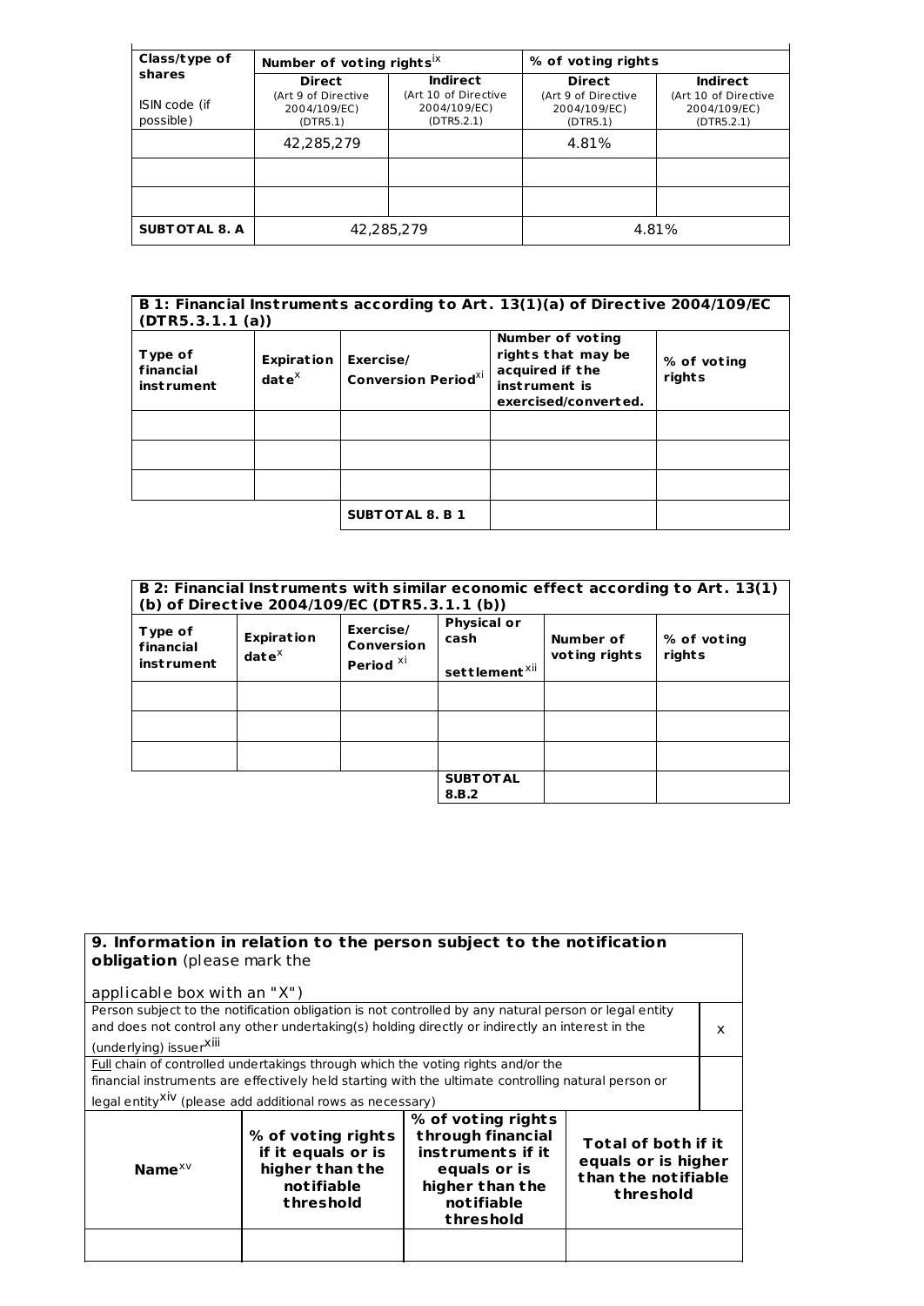| Class/type of shares<br>ISIN code (if possible) | Number of voting rights[ix] | | % of voting rights | |
|---|---|---|---|---|
| | Direct (Art 9 of Directive 2004/109/EC) (DTR5.1) | Indirect (Art 10 of Directive 2004/109/EC) (DTR5.2.1) | Direct (Art 9 of Directive 2004/109/EC) (DTR5.1) | Indirect (Art 10 of Directive 2004/109/EC) (DTR5.2.1) |
| | 42,285,279 | | 4.81% | |
| | | | | |
| | | | | |
| **SUBTOTAL 8. A** | 42,285,279 | | 4.81% | |

| **B 1: Financial Instruments according to Art. 13(1)(a) of Directive 2004/109/EC (DTR5.3.1.1 (a))** | | | | |
|---|---|---|---|---|
| **Type of financial instrument** | **Expiration date[x]** | **Exercise/ Conversion Period[xi]** | **Number of voting rights that may be acquired if the instrument is exercised/converted.** | **% of voting rights** |
| | | | | |
| | | | | |
| | | | | |
| | | **SUBTOTAL 8. B 1** | | |

| **B 2: Financial Instruments with similar economic effect according to Art. 13(1) (b) of Directive 2004/109/EC (DTR5.3.1.1 (b))** | | | | | |
|---|---|---|---|---|---|
| **Type of financial instrument** | **Expiration date[x]** | **Exercise/ Conversion Period [xi]** | **Physical or cash settlement[xii]** | **Number of voting rights** | **% of voting rights** |
| | | | | | |
| | | | | | |
| | | | | | |
| | | | **SUBTOTAL 8.B.2** | | |

| **9. Information in relation to the person subject to the notification obligation** (please mark the applicable box with an "X") | | | | |
|---|---|---|---|---|
| Person subject to the notification obligation is not controlled by any natural person or legal entity and does not control any other undertaking(s) holding directly or indirectly an interest in the (underlying) issuer[xiii] | | | | x |
| Full chain of controlled undertakings through which the voting rights and/or the financial instruments are effectively held starting with the ultimate controlling natural person or legal entity[xiv] (please add additional rows as necessary) | | | | |
| **Name[xv]** | **% of voting rights if it equals or is higher than the notifiable threshold** | **% of voting rights through financial instruments if it equals or is higher than the notifiable threshold** | **Total of both if it equals or is higher than the notifiable threshold** | |
| | | | | |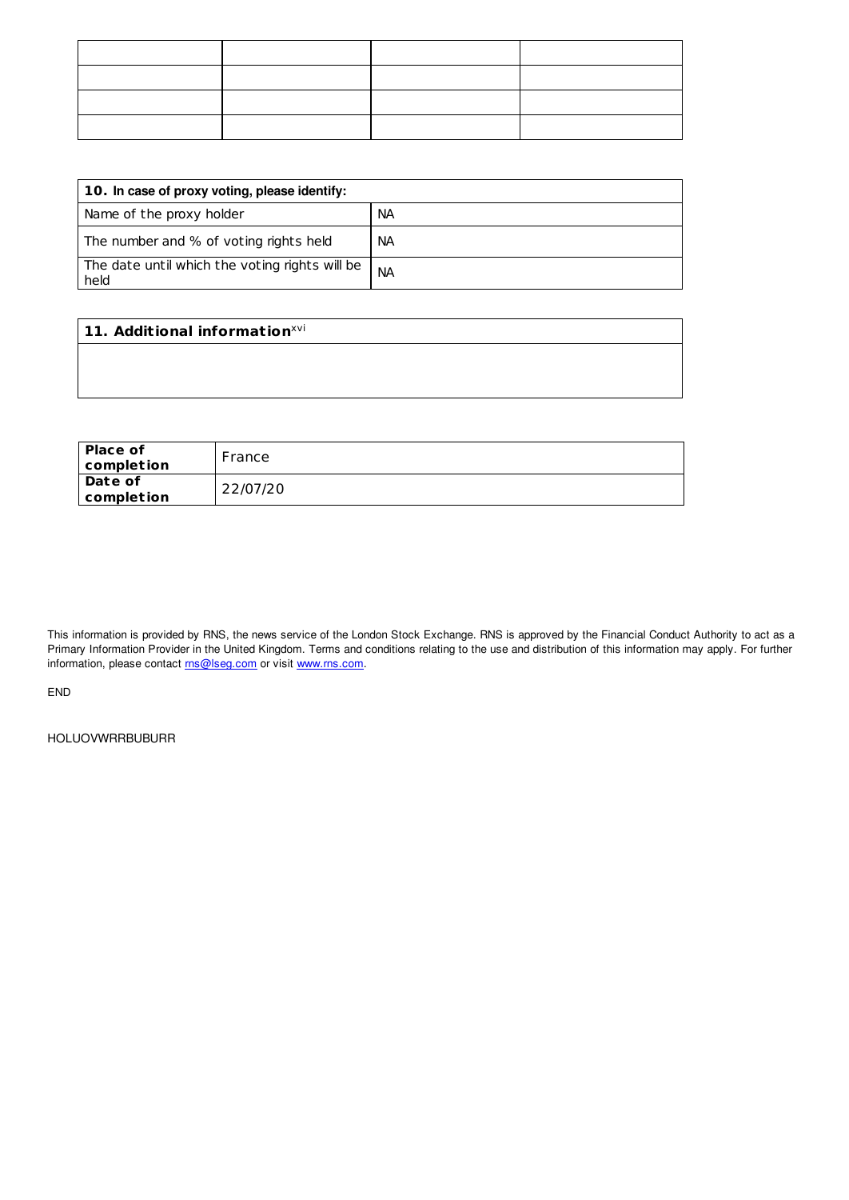| | | | |
|---|---|---|---|
| | | | |
| | | | |
| | | | |

| **10. In case of proxy voting, please identify:** | |
|---|---|
| Name of the proxy holder | NA |
| The number and % of voting rights held | NA |
| The date until which the voting rights will be held | NA |

| **11. Additional information**[xvi] |
|---|
| |

| | |
|---|---|
| **Place of completion** | France |
| **Date of completion** | 22/07/20 |

This information is provided by RNS, the news service of the London Stock Exchange. RNS is approved by the Financial Conduct Authority to act as a Primary Information Provider in the United Kingdom. Terms and conditions relating to the use and distribution of this information may apply. For further information, please contact rns@lseg.com or visit www.rns.com.

END

HOLUOVWRRBUBURR